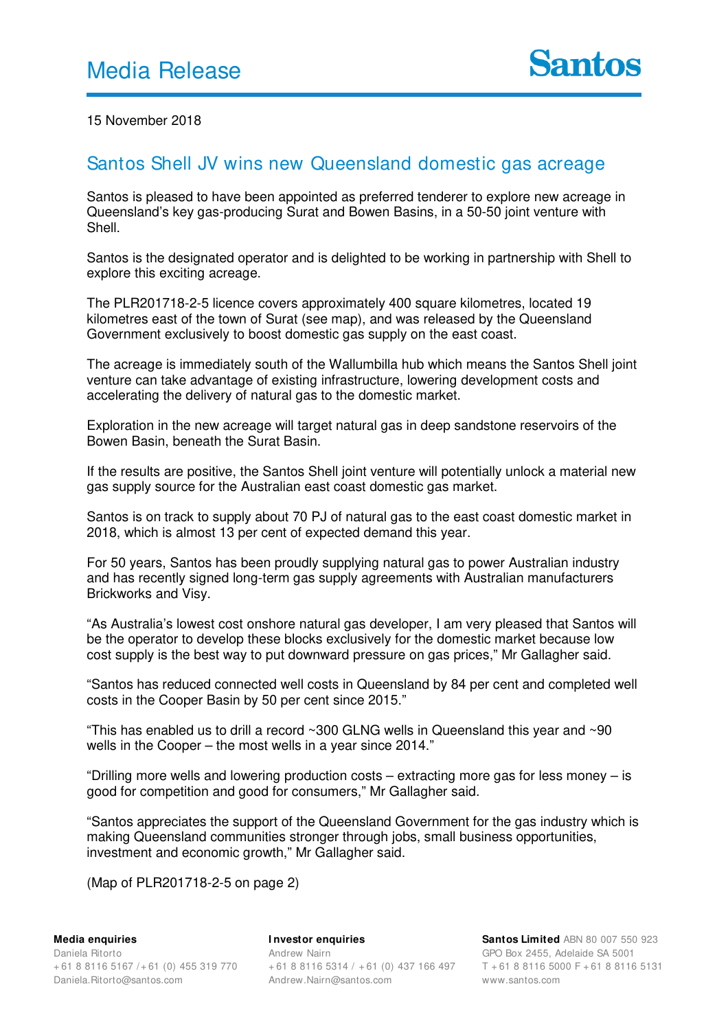# Media Release

Santos

15 November 2018

## Santos Shell JV wins new Queensland domestic gas acreage

Santos is pleased to have been appointed as preferred tenderer to explore new acreage in Queensland's key gas-producing Surat and Bowen Basins, in a 50-50 joint venture with Shell.

Santos is the designated operator and is delighted to be working in partnership with Shell to explore this exciting acreage.

The PLR201718-2-5 licence covers approximately 400 square kilometres, located 19 kilometres east of the town of Surat (see map), and was released by the Queensland Government exclusively to boost domestic gas supply on the east coast.

The acreage is immediately south of the Wallumbilla hub which means the Santos Shell joint venture can take advantage of existing infrastructure, lowering development costs and accelerating the delivery of natural gas to the domestic market.

Exploration in the new acreage will target natural gas in deep sandstone reservoirs of the Bowen Basin, beneath the Surat Basin.

If the results are positive, the Santos Shell joint venture will potentially unlock a material new gas supply source for the Australian east coast domestic gas market.

Santos is on track to supply about 70 PJ of natural gas to the east coast domestic market in 2018, which is almost 13 per cent of expected demand this year.

For 50 years, Santos has been proudly supplying natural gas to power Australian industry and has recently signed long-term gas supply agreements with Australian manufacturers Brickworks and Visy.

"As Australia's lowest cost onshore natural gas developer, I am very pleased that Santos will be the operator to develop these blocks exclusively for the domestic market because low cost supply is the best way to put downward pressure on gas prices," Mr Gallagher said.

"Santos has reduced connected well costs in Queensland by 84 per cent and completed well costs in the Cooper Basin by 50 per cent since 2015."

"This has enabled us to drill a record ~300 GLNG wells in Queensland this year and ~90 wells in the Cooper – the most wells in a year since 2014."

"Drilling more wells and lowering production costs – extracting more gas for less money – is good for competition and good for consumers," Mr Gallagher said.

"Santos appreciates the support of the Queensland Government for the gas industry which is making Queensland communities stronger through jobs, small business opportunities, investment and economic growth," Mr Gallagher said.

(Map of PLR201718-2-5 on page 2)

**Media enquiries**
Daniela Ritorto
+61 8 8116 5167 / +61 (0) 455 319 770
Daniela.Ritorto@santos.com

**Investor enquiries**
Andrew Nairn
+61 8 8116 5314 / +61 (0) 437 166 497
Andrew.Nairn@santos.com

**Santos Limited** ABN 80 007 550 923
GPO Box 2455, Adelaide SA 5001
T +61 8 8116 5000 F +61 8 8116 5131
www.santos.com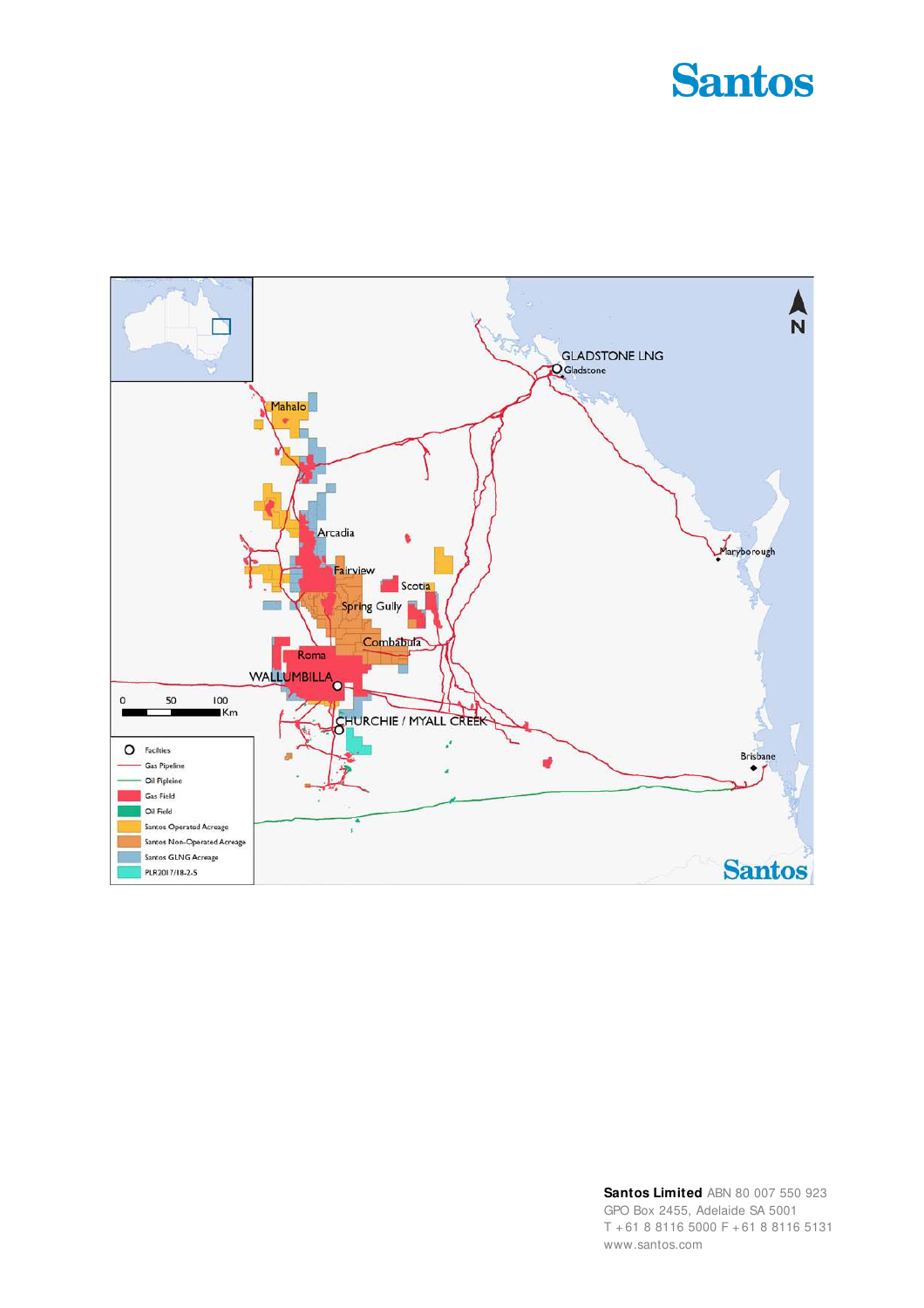Santos

GLADSTONE LNG
Gladstone
Mahalo
Arcadia
Fairview
Scotia
Spring Gully
Combabula
Roma
WALLUMBILLA
CHURCHIE / MYALL CREEK
Maryborough
Brisbane
N

0 50 100
Km

Facilities
Gas Pipeline
Oil Pipeline
Gas Field
Oil Field
Santos Operated Acreage
Santos Non-Operated Acreage
Santos GLNG Acreage
PLR2017/18-2-S

Santos

**Santos Limited** ABN 80 007 550 923
GPO Box 2455, Adelaide SA 5001
T +61 8 8116 5000 F +61 8 8116 5131
www.santos.com